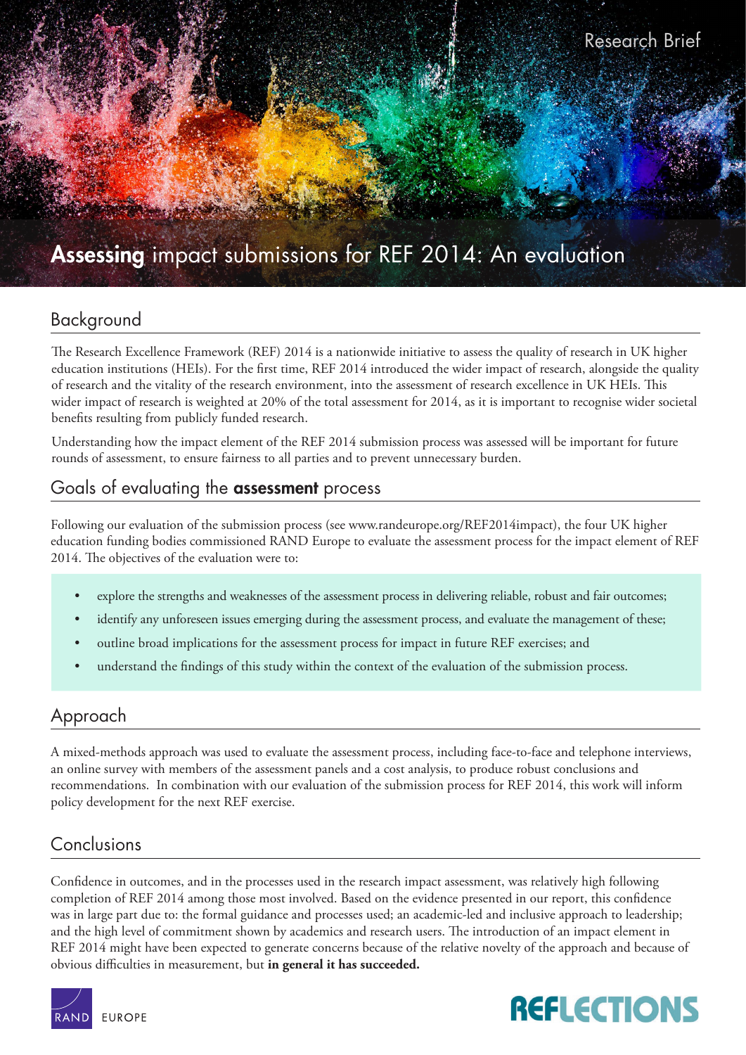Research Brief

# **Assessing** impact submissions for REF 2014: An evaluation

## Background

The Research Excellence Framework (REF) 2014 is a nationwide initiative to assess the quality of research in UK higher education institutions (HEIs). For the first time, REF 2014 introduced the wider impact of research, alongside the quality of research and the vitality of the research environment, into the assessment of research excellence in UK HEIs. This wider impact of research is weighted at 20% of the total assessment for 2014, as it is important to recognise wider societal benefits resulting from publicly funded research.

Understanding how the impact element of the REF 2014 submission process was assessed will be important for future rounds of assessment, to ensure fairness to all parties and to prevent unnecessary burden.

## Goals of evaluating the **assessment** process

Following our evaluation of the submission process (see www.randeurope.org/REF2014impact), the four UK higher education funding bodies commissioned RAND Europe to evaluate the assessment process for the impact element of REF 2014. The objectives of the evaluation were to:

- explore the strengths and weaknesses of the assessment process in delivering reliable, robust and fair outcomes;
- identify any unforeseen issues emerging during the assessment process, and evaluate the management of these;
- outline broad implications for the assessment process for impact in future REF exercises; and
- understand the findings of this study within the context of the evaluation of the submission process.

## Approach

A mixed-methods approach was used to evaluate the assessment process, including face-to-face and telephone interviews, an online survey with members of the assessment panels and a cost analysis, to produce robust conclusions and recommendations. In combination with our evaluation of the submission process for REF 2014, this work will inform policy development for the next REF exercise.

## Conclusions

Confidence in outcomes, and in the processes used in the research impact assessment, was relatively high following completion of REF 2014 among those most involved. Based on the evidence presented in our report, this confidence was in large part due to: the formal guidance and processes used; an academic-led and inclusive approach to leadership; and the high level of commitment shown by academics and research users. The introduction of an impact element in REF 2014 might have been expected to generate concerns because of the relative novelty of the approach and because of obvious difficulties in measurement, but **in general it has succeeded.**

RAND EUROPE

REFLECTIONS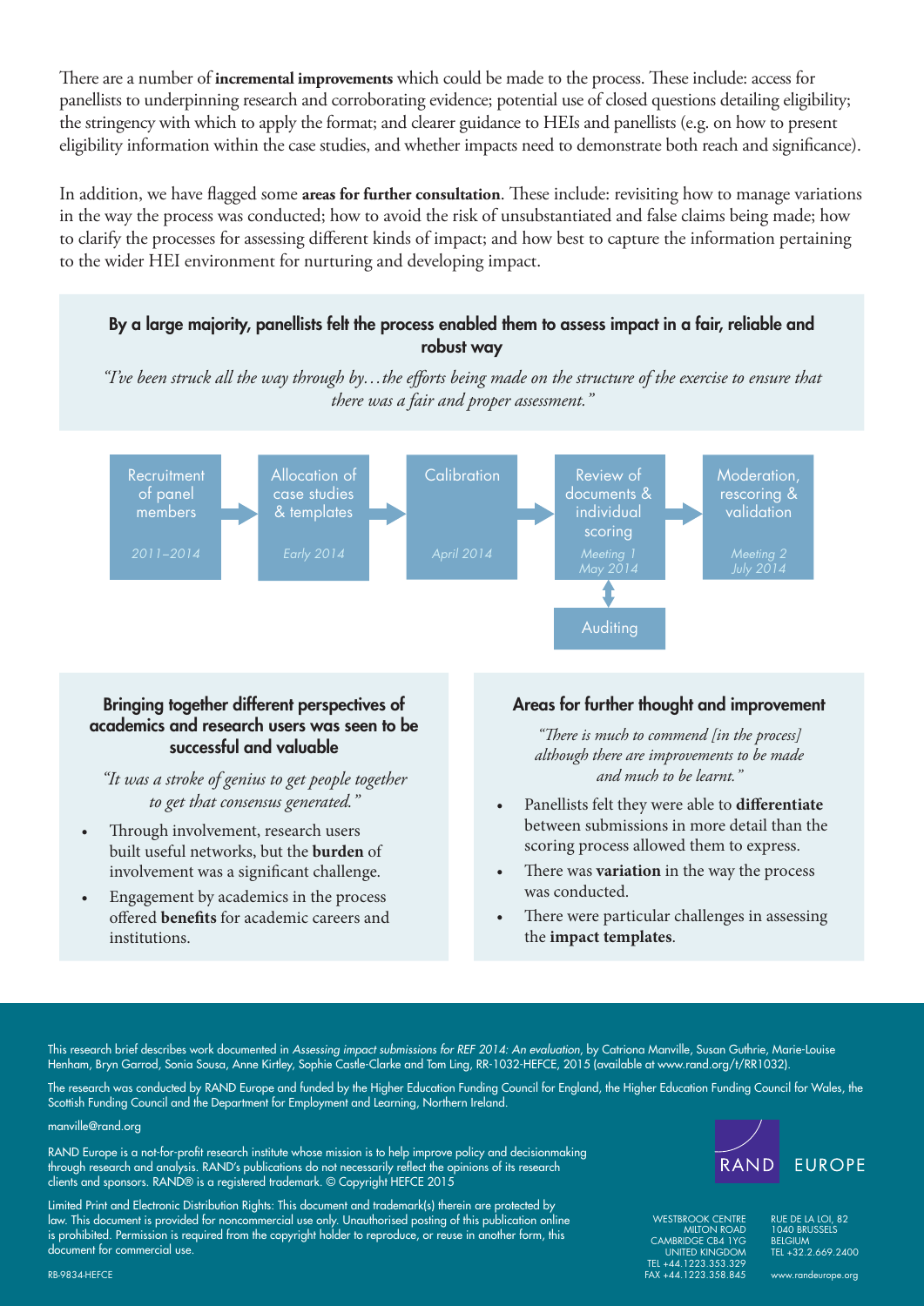There are a number of **incremental improvements** which could be made to the process. These include: access for panellists to underpinning research and corroborating evidence; potential use of closed questions detailing eligibility; the stringency with which to apply the format; and clearer guidance to HEIs and panellists (e.g. on how to present eligibility information within the case studies, and whether impacts need to demonstrate both reach and significance).

In addition, we have flagged some **areas for further consultation**. These include: revisiting how to manage variations in the way the process was conducted; how to avoid the risk of unsubstantiated and false claims being made; how to clarify the processes for assessing different kinds of impact; and how best to capture the information pertaining to the wider HEI environment for nurturing and developing impact.

**By a large majority, panellists felt the process enabled them to assess impact in a fair, reliable and robust way**

*"I've been struck all the way through by…the efforts being made on the structure of the exercise to ensure that there was a fair and proper assessment."*

Recruitment of panel members
2011–2014

Allocation of case studies & templates
Early 2014

Calibration
April 2014

Review of documents & individual scoring
Meeting 1
May 2014

Auditing

Moderation, rescoring & validation
Meeting 2
July 2014

### Bringing together different perspectives of academics and research users was seen to be successful and valuable

*"It was a stroke of genius to get people together to get that consensus generated."*

- Through involvement, research users built useful networks, but the **burden** of involvement was a significant challenge.
- Engagement by academics in the process offered **benefits** for academic careers and institutions.

### Areas for further thought and improvement

*"There is much to commend [in the process] although there are improvements to be made and much to be learnt."*

- Panellists felt they were able to **differentiate** between submissions in more detail than the scoring process allowed them to express.
- There was **variation** in the way the process was conducted.
- There were particular challenges in assessing the **impact templates**.

This research brief describes work documented in *Assessing impact submissions for REF 2014: An evaluation*, by Catriona Manville, Susan Guthrie, Marie-Louise Henham, Bryn Garrod, Sonia Sousa, Anne Kirtley, Sophie Castle-Clarke and Tom Ling, RR-1032-HEFCE, 2015 (available at www.rand.org/t/RR1032).

The research was conducted by RAND Europe and funded by the Higher Education Funding Council for England, the Higher Education Funding Council for Wales, the Scottish Funding Council and the Department for Employment and Learning, Northern Ireland.

manville@rand.org

RAND Europe is a not-for-profit research institute whose mission is to help improve policy and decisionmaking through research and analysis. RAND's publications do not necessarily reflect the opinions of its research clients and sponsors. RAND® is a registered trademark. © Copyright HEFCE 2015

Limited Print and Electronic Distribution Rights: This document and trademark(s) therein are protected by law. This document is provided for noncommercial use only. Unauthorised posting of this publication online is prohibited. Permission is required from the copyright holder to reproduce, or reuse in another form, this document for commercial use.

RB-9834-HEFCE

RAND EUROPE

WESTBROOK CENTRE
MILTON ROAD
CAMBRIDGE CB4 1YG
UNITED KINGDOM
TEL +44.1223.353.329
FAX +44.1223.358.845

RUE DE LA LOI, 82
1040 BRUSSELS
BELGIUM
TEL +32.2.669.2400

www.randeurope.org